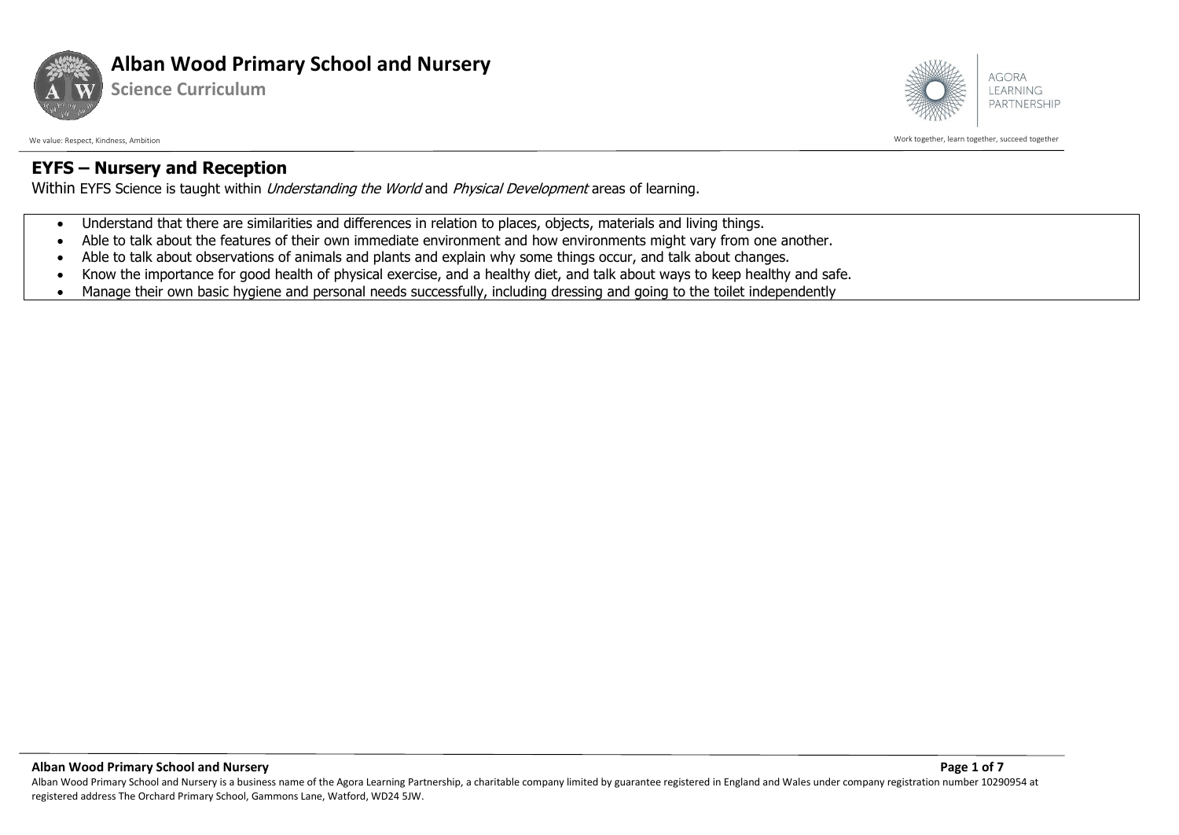## EYFS – Nursery and Reception

Within EYFS Science is taught within *Understanding the World* and *Physical Development* areas of learning.

- Understand that there are similarities and differences in relation to places, objects, materials and living things.
- Able to talk about the features of their own immediate environment and how environments might vary from one another.
- Able to talk about observations of animals and plants and explain why some things occur, and talk about changes.
- Know the importance for good health of physical exercise, and a healthy diet, and talk about ways to keep healthy and safe.
- Manage their own basic hygiene and personal needs successfully, including dressing and going to the toilet independently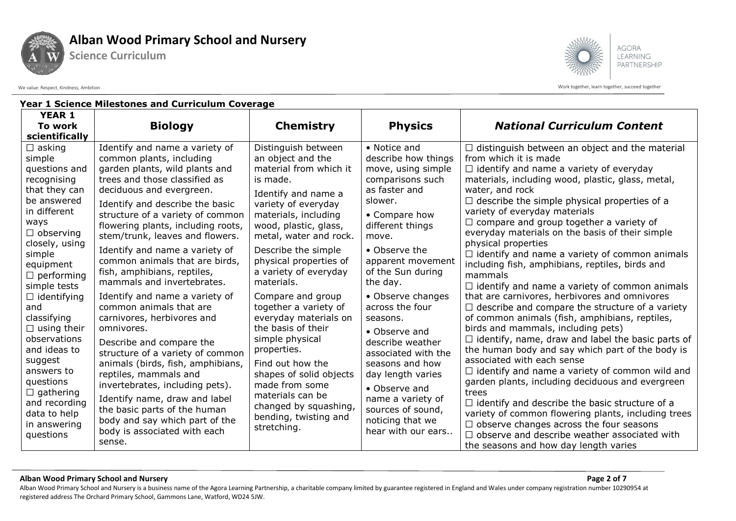## Year 1 Science Milestones and Curriculum Coverage

| YEAR 1 To work scientifically | Biology | Chemistry | Physics | *National Curriculum Content* |
|---|---|---|---|---|
| ☐ asking simple questions and recognising that they can be answered in different ways<br>☐ observing closely, using simple equipment<br>☐ performing simple tests<br>☐ identifying and classifying<br>☐ using their observations and ideas to suggest answers to questions<br>☐ gathering and recording data to help in answering questions | Identify and name a variety of common plants, including garden plants, wild plants and trees and those classified as deciduous and evergreen.<br>Identify and describe the basic structure of a variety of common flowering plants, including roots, stem/trunk, leaves and flowers.<br>Identify and name a variety of common animals that are birds, fish, amphibians, reptiles, mammals and invertebrates.<br>Identify and name a variety of common animals that are carnivores, herbivores and omnivores.<br>Describe and compare the structure of a variety of common animals (birds, fish, amphibians, reptiles, mammals and invertebrates, including pets).<br>Identify name, draw and label the basic parts of the human body and say which part of the body is associated with each sense. | Distinguish between an object and the material from which it is made.<br>Identify and name a variety of everyday materials, including wood, plastic, glass, metal, water and rock.<br>Describe the simple physical properties of a variety of everyday materials.<br>Compare and group together a variety of everyday materials on the basis of their simple physical properties.<br>Find out how the shapes of solid objects made from some materials can be changed by squashing, bending, twisting and stretching. | • Notice and describe how things move, using simple comparisons such as faster and slower.<br>• Compare how different things move.<br>• Observe the apparent movement of the Sun during the day.<br>• Observe changes across the four seasons.<br>• Observe and describe weather associated with the seasons and how day length varies<br>• Observe and name a variety of sources of sound, noticing that we hear with our ears.. | ☐ distinguish between an object and the material from which it is made<br>☐ identify and name a variety of everyday materials, including wood, plastic, glass, metal, water, and rock<br>☐ describe the simple physical properties of a variety of everyday materials<br>☐ compare and group together a variety of everyday materials on the basis of their simple physical properties<br>☐ identify and name a variety of common animals including fish, amphibians, reptiles, birds and mammals<br>☐ identify and name a variety of common animals that are carnivores, herbivores and omnivores<br>☐ describe and compare the structure of a variety of common animals (fish, amphibians, reptiles, birds and mammals, including pets)<br>☐ identify, name, draw and label the basic parts of the human body and say which part of the body is associated with each sense<br>☐ identify and name a variety of common wild and garden plants, including deciduous and evergreen trees<br>☐ identify and describe the basic structure of a variety of common flowering plants, including trees<br>☐ observe changes across the four seasons<br>☐ observe and describe weather associated with the seasons and how day length varies |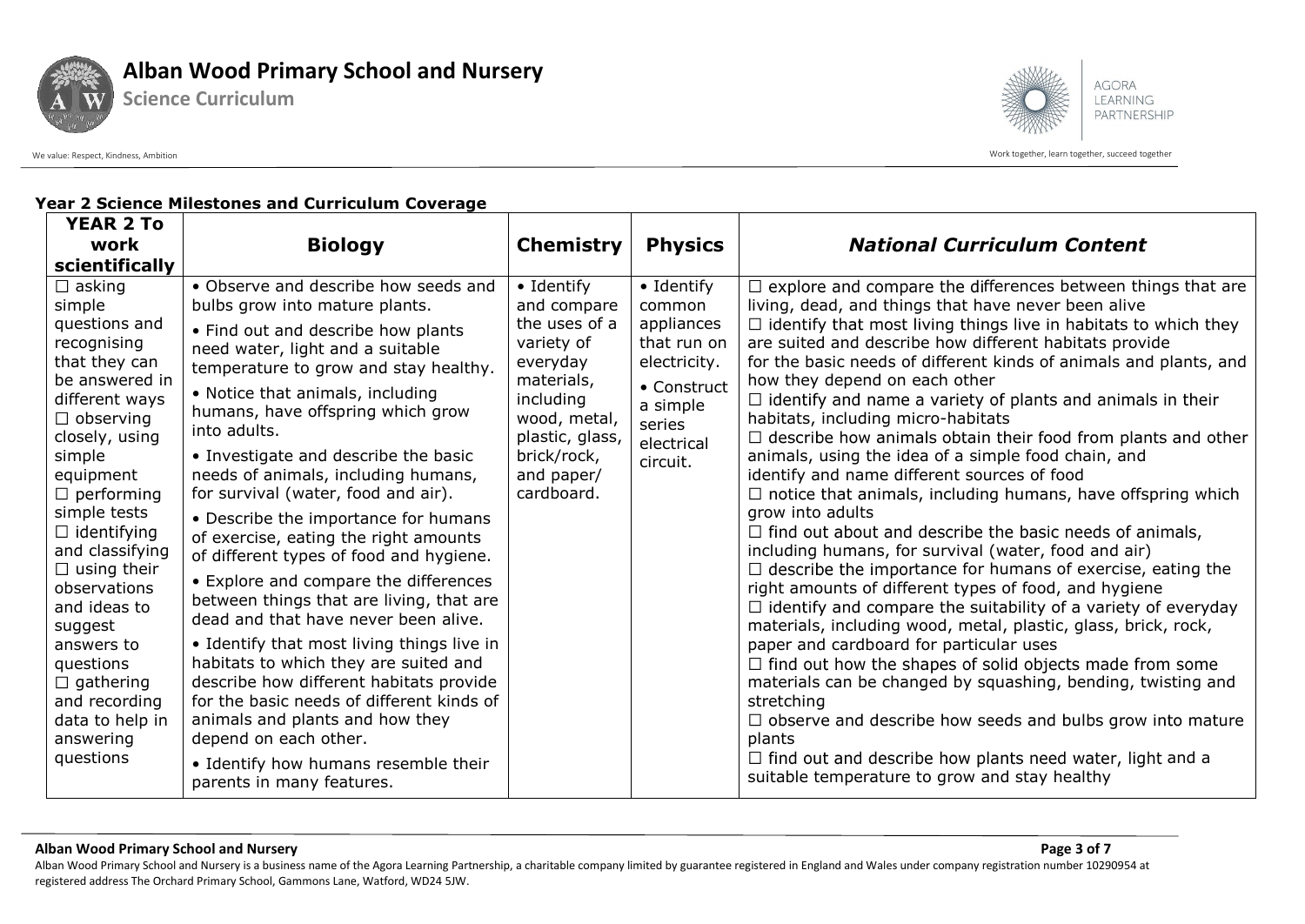**Year 2 Science Milestones and Curriculum Coverage**

| YEAR 2 To work scientifically | Biology | Chemistry | Physics | *National Curriculum Content* |
|---|---|---|---|---|
| ☐ asking simple questions and recognising that they can be answered in different ways<br>☐ observing closely, using simple equipment<br>☐ performing simple tests<br>☐ identifying and classifying<br>☐ using their observations and ideas to suggest answers to questions<br>☐ gathering and recording data to help in answering questions | • Observe and describe how seeds and bulbs grow into mature plants.<br>• Find out and describe how plants need water, light and a suitable temperature to grow and stay healthy.<br>• Notice that animals, including humans, have offspring which grow into adults.<br>• Investigate and describe the basic needs of animals, including humans, for survival (water, food and air).<br>• Describe the importance for humans of exercise, eating the right amounts of different types of food and hygiene.<br>• Explore and compare the differences between things that are living, that are dead and that have never been alive.<br>• Identify that most living things live in habitats to which they are suited and describe how different habitats provide for the basic needs of different kinds of animals and plants and how they depend on each other.<br>• Identify how humans resemble their parents in many features. | • Identify and compare the uses of a variety of everyday materials, including wood, metal, plastic, glass, brick/rock, and paper/ cardboard. | • Identify common appliances that run on electricity.<br>• Construct a simple series electrical circuit. | ☐ explore and compare the differences between things that are living, dead, and things that have never been alive<br>☐ identify that most living things live in habitats to which they are suited and describe how different habitats provide for the basic needs of different kinds of animals and plants, and how they depend on each other<br>☐ identify and name a variety of plants and animals in their habitats, including micro-habitats<br>☐ describe how animals obtain their food from plants and other animals, using the idea of a simple food chain, and identify and name different sources of food<br>☐ notice that animals, including humans, have offspring which grow into adults<br>☐ find out about and describe the basic needs of animals, including humans, for survival (water, food and air)<br>☐ describe the importance for humans of exercise, eating the right amounts of different types of food, and hygiene<br>☐ identify and compare the suitability of a variety of everyday materials, including wood, metal, plastic, glass, brick, rock, paper and cardboard for particular uses<br>☐ find out how the shapes of solid objects made from some materials can be changed by squashing, bending, twisting and stretching<br>☐ observe and describe how seeds and bulbs grow into mature plants<br>☐ find out and describe how plants need water, light and a suitable temperature to grow and stay healthy |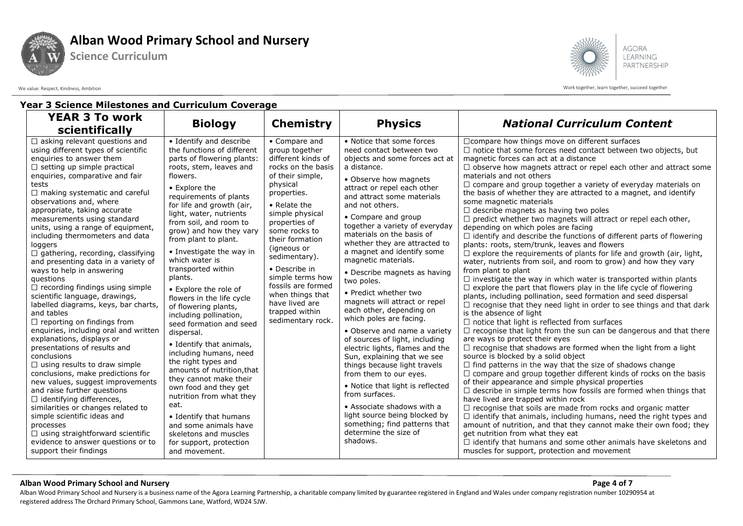# Alban Wood Primary School and Nursery

**Science Curriculum**

We value: Respect, Kindness, Ambition

Work together, learn together, succeed together

## Year 3 Science Milestones and Curriculum Coverage

| YEAR 3 To work scientifically | Biology | Chemistry | Physics | National Curriculum Content |
|---|---|---|---|---|
| ☐ asking relevant questions and using different types of scientific enquiries to answer them<br>☐ setting up simple practical enquiries, comparative and fair tests<br>☐ making systematic and careful observations and, where appropriate, taking accurate measurements using standard units, using a range of equipment, including thermometers and data loggers<br>☐ gathering, recording, classifying and presenting data in a variety of ways to help in answering questions<br>☐ recording findings using simple scientific language, drawings, labelled diagrams, keys, bar charts, and tables<br>☐ reporting on findings from enquiries, including oral and written explanations, displays or presentations of results and conclusions<br>☐ using results to draw simple conclusions, make predictions for new values, suggest improvements and raise further questions<br>☐ identifying differences, similarities or changes related to simple scientific ideas and processes<br>☐ using straightforward scientific evidence to answer questions or to support their findings | • Identify and describe the functions of different parts of flowering plants: roots, stem, leaves and flowers.<br>• Explore the requirements of plants for life and growth (air, light, water, nutrients from soil, and room to grow) and how they vary from plant to plant.<br>• Investigate the way in which water is transported within plants.<br>• Explore the role of flowers in the life cycle of flowering plants, including pollination, seed formation and seed dispersal.<br>• Identify that animals, including humans, need the right types and amounts of nutrition,that they cannot make their own food and they get nutrition from what they eat.<br>• Identify that humans and some animals have skeletons and muscles for support, protection and movement. | • Compare and group together different kinds of rocks on the basis of their simple, physical properties.<br>• Relate the simple physical properties of some rocks to their formation (igneous or sedimentary).<br>• Describe in simple terms how fossils are formed when things that have lived are trapped within sedimentary rock. | • Notice that some forces need contact between two objects and some forces act at a distance.<br>• Observe how magnets attract or repel each other and attract some materials and not others.<br>• Compare and group together a variety of everyday materials on the basis of whether they are attracted to a magnet and identify some magnetic materials.<br>• Describe magnets as having two poles.<br>• Predict whether two magnets will attract or repel each other, depending on which poles are facing.<br>• Observe and name a variety of sources of light, including electric lights, flames and the Sun, explaining that we see things because light travels from them to our eyes.<br>• Notice that light is reflected from surfaces.<br>• Associate shadows with a light source being blocked by something; find patterns that determine the size of shadows. | ☐compare how things move on different surfaces<br>☐ notice that some forces need contact between two objects, but magnetic forces can act at a distance<br>☐ observe how magnets attract or repel each other and attract some materials and not others<br>☐ compare and group together a variety of everyday materials on the basis of whether they are attracted to a magnet, and identify some magnetic materials<br>☐ describe magnets as having two poles<br>☐ predict whether two magnets will attract or repel each other, depending on which poles are facing<br>☐ identify and describe the functions of different parts of flowering plants: roots, stem/trunk, leaves and flowers<br>☐ explore the requirements of plants for life and growth (air, light, water, nutrients from soil, and room to grow) and how they vary from plant to plant<br>☐ investigate the way in which water is transported within plants<br>☐ explore the part that flowers play in the life cycle of flowering plants, including pollination, seed formation and seed dispersal<br>☐ recognise that they need light in order to see things and that dark is the absence of light<br>☐ notice that light is reflected from surfaces<br>☐ recognise that light from the sun can be dangerous and that there are ways to protect their eyes<br>☐ recognise that shadows are formed when the light from a light source is blocked by a solid object<br>☐ find patterns in the way that the size of shadows change<br>☐ compare and group together different kinds of rocks on the basis of their appearance and simple physical properties<br>☐ describe in simple terms how fossils are formed when things that have lived are trapped within rock<br>☐ recognise that soils are made from rocks and organic matter<br>☐ identify that animals, including humans, need the right types and amount of nutrition, and that they cannot make their own food; they get nutrition from what they eat<br>☐ identify that humans and some other animals have skeletons and muscles for support, protection and movement |

**Alban Wood Primary School and Nursery**

Alban Wood Primary School and Nursery is a business name of the Agora Learning Partnership, a charitable company limited by guarantee registered in England and Wales under company registration number 10290954 at registered address The Orchard Primary School, Gammons Lane, Watford, WD24 5JW.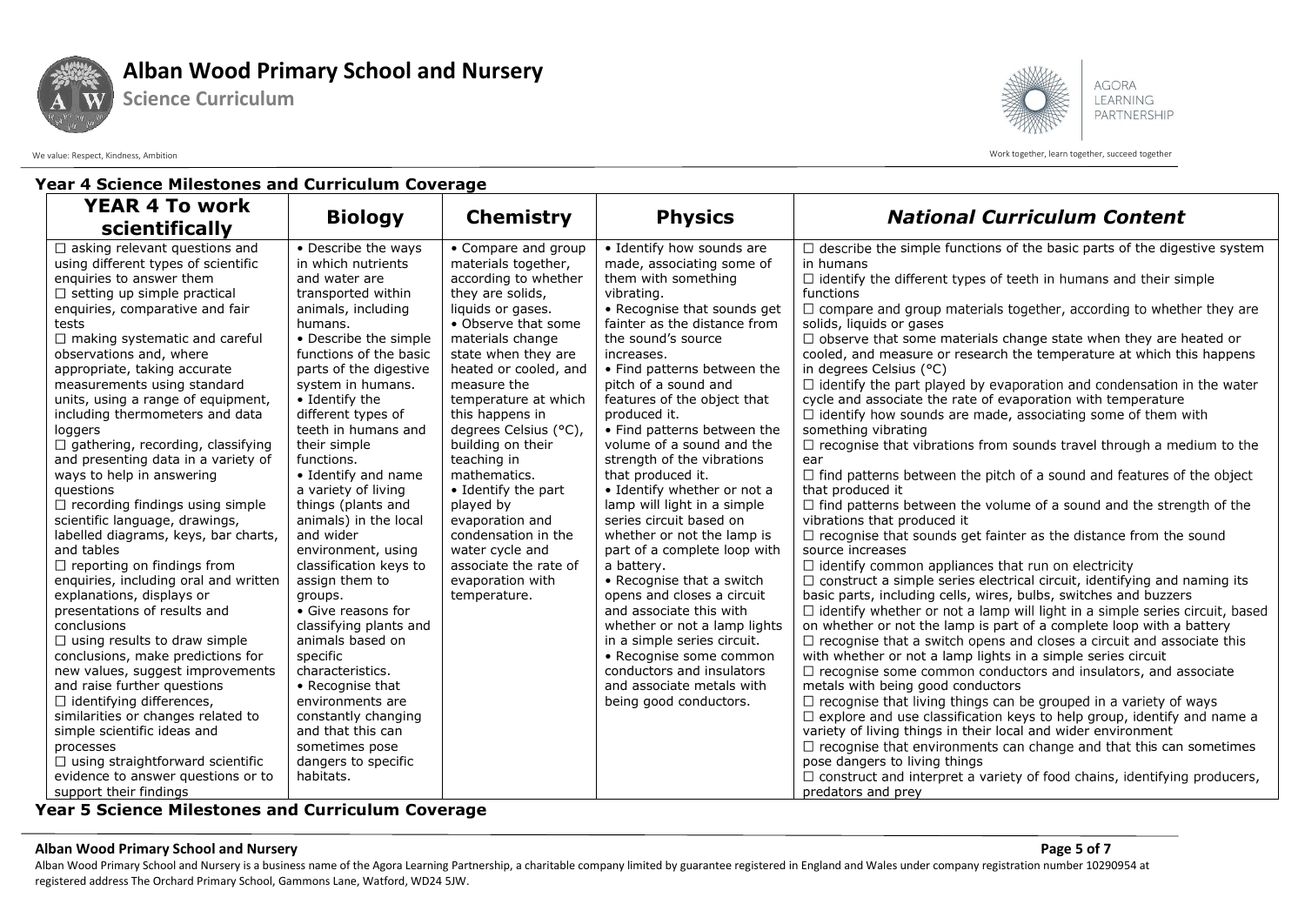## Year 4 Science Milestones and Curriculum Coverage

| YEAR 4 To work scientifically | Biology | Chemistry | Physics | *National Curriculum Content* |
|---|---|---|---|---|
| ☐ asking relevant questions and using different types of scientific enquiries to answer them<br>☐ setting up simple practical enquiries, comparative and fair tests<br>☐ making systematic and careful observations and, where appropriate, taking accurate measurements using standard units, using a range of equipment, including thermometers and data loggers<br>☐ gathering, recording, classifying and presenting data in a variety of ways to help in answering questions<br>☐ recording findings using simple scientific language, drawings, labelled diagrams, keys, bar charts, and tables<br>☐ reporting on findings from enquiries, including oral and written explanations, displays or presentations of results and conclusions<br>☐ using results to draw simple conclusions, make predictions for new values, suggest improvements and raise further questions<br>☐ identifying differences, similarities or changes related to simple scientific ideas and processes<br>☐ using straightforward scientific evidence to answer questions or to support their findings | • Describe the ways in which nutrients and water are transported within animals, including humans.<br>• Describe the simple functions of the basic parts of the digestive system in humans.<br>• Identify the different types of teeth in humans and their simple functions.<br>• Identify and name a variety of living things (plants and animals) in the local and wider environment, using classification keys to assign them to groups.<br>• Give reasons for classifying plants and animals based on specific characteristics.<br>• Recognise that environments are constantly changing and that this can sometimes pose dangers to specific habitats. | • Compare and group materials together, according to whether they are solids, liquids or gases.<br>• Observe that some materials change state when they are heated or cooled, and measure the temperature at which this happens in degrees Celsius (°C), building on their teaching in mathematics.<br>• Identify the part played by evaporation and condensation in the water cycle and associate the rate of evaporation with temperature. | • Identify how sounds are made, associating some of them with something vibrating.<br>• Recognise that sounds get fainter as the distance from the sound's source increases.<br>• Find patterns between the pitch of a sound and features of the object that produced it.<br>• Find patterns between the volume of a sound and the strength of the vibrations that produced it.<br>• Identify whether or not a lamp will light in a simple series circuit based on whether or not the lamp is part of a complete loop with a battery.<br>• Recognise that a switch opens and closes a circuit and associate this with whether or not a lamp lights in a simple series circuit.<br>• Recognise some common conductors and insulators and associate metals with being good conductors. | ☐ describe the simple functions of the basic parts of the digestive system in humans<br>☐ identify the different types of teeth in humans and their simple functions<br>☐ compare and group materials together, according to whether they are solids, liquids or gases<br>☐ observe that some materials change state when they are heated or cooled, and measure or research the temperature at which this happens in degrees Celsius (°C)<br>☐ identify the part played by evaporation and condensation in the water cycle and associate the rate of evaporation with temperature<br>☐ identify how sounds are made, associating some of them with something vibrating<br>☐ recognise that vibrations from sounds travel through a medium to the ear<br>☐ find patterns between the pitch of a sound and features of the object that produced it<br>☐ find patterns between the volume of a sound and the strength of the vibrations that produced it<br>☐ recognise that sounds get fainter as the distance from the sound source increases<br>☐ identify common appliances that run on electricity<br>☐ construct a simple series electrical circuit, identifying and naming its basic parts, including cells, wires, bulbs, switches and buzzers<br>☐ identify whether or not a lamp will light in a simple series circuit, based on whether or not the lamp is part of a complete loop with a battery<br>☐ recognise that a switch opens and closes a circuit and associate this with whether or not a lamp lights in a simple series circuit<br>☐ recognise some common conductors and insulators, and associate metals with being good conductors<br>☐ recognise that living things can be grouped in a variety of ways<br>☐ explore and use classification keys to help group, identify and name a variety of living things in their local and wider environment<br>☐ recognise that environments can change and that this can sometimes pose dangers to living things<br>☐ construct and interpret a variety of food chains, identifying producers, predators and prey |

## Year 5 Science Milestones and Curriculum Coverage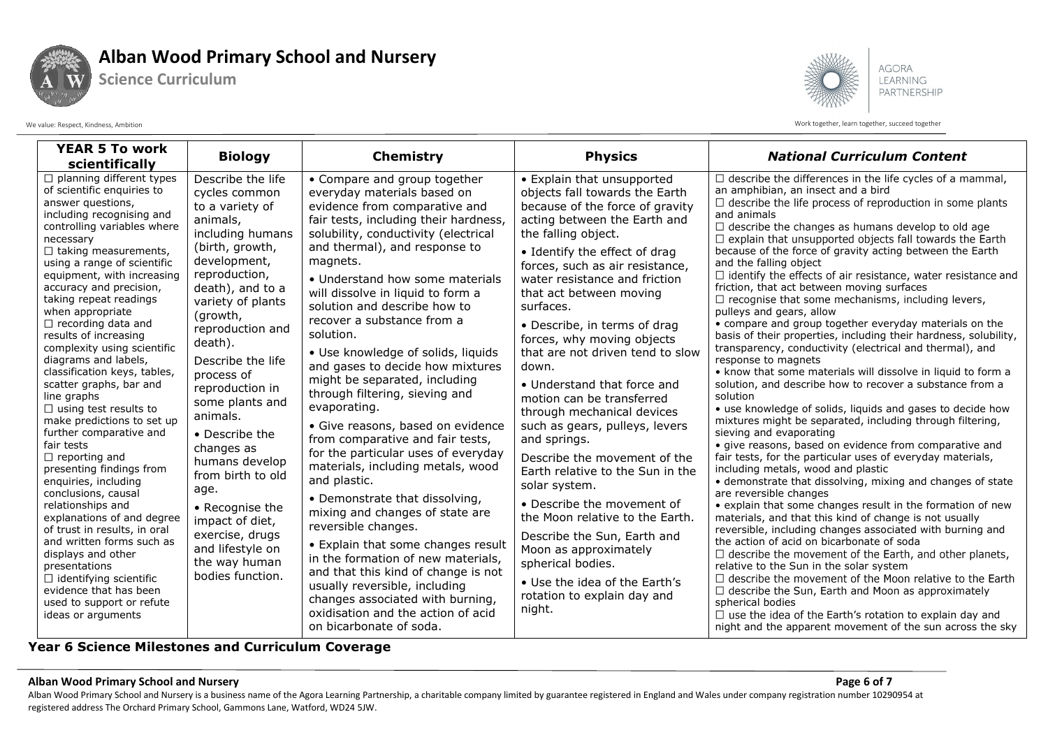| YEAR 5 To work scientifically | Biology | Chemistry | Physics | *National Curriculum Content* |
|---|---|---|---|---|
| ☐ planning different types of scientific enquiries to answer questions, including recognising and controlling variables where necessary<br>☐ taking measurements, using a range of scientific equipment, with increasing accuracy and precision, taking repeat readings when appropriate<br>☐ recording data and results of increasing complexity using scientific diagrams and labels, classification keys, tables, scatter graphs, bar and line graphs<br>☐ using test results to make predictions to set up further comparative and fair tests<br>☐ reporting and presenting findings from enquiries, including conclusions, causal relationships and explanations of and degree of trust in results, in oral and written forms such as displays and other presentations<br>☐ identifying scientific evidence that has been used to support or refute ideas or arguments | Describe the life cycles common to a variety of animals, including humans (birth, growth, development, reproduction, death), and to a variety of plants (growth, reproduction and death).<br>Describe the life process of reproduction in some plants and animals.<br>• Describe the changes as humans develop from birth to old age.<br>• Recognise the impact of diet, exercise, drugs and lifestyle on the way human bodies function. | • Compare and group together everyday materials based on evidence from comparative and fair tests, including their hardness, solubility, conductivity (electrical and thermal), and response to magnets.<br>• Understand how some materials will dissolve in liquid to form a solution and describe how to recover a substance from a solution.<br>• Use knowledge of solids, liquids and gases to decide how mixtures might be separated, including through filtering, sieving and evaporating.<br>• Give reasons, based on evidence from comparative and fair tests, for the particular uses of everyday materials, including metals, wood and plastic.<br>• Demonstrate that dissolving, mixing and changes of state are reversible changes.<br>• Explain that some changes result in the formation of new materials, and that this kind of change is not usually reversible, including changes associated with burning, oxidisation and the action of acid on bicarbonate of soda. | • Explain that unsupported objects fall towards the Earth because of the force of gravity acting between the Earth and the falling object.<br>• Identify the effect of drag forces, such as air resistance, water resistance and friction that act between moving surfaces.<br>• Describe, in terms of drag forces, why moving objects that are not driven tend to slow down.<br>• Understand that force and motion can be transferred through mechanical devices such as gears, pulleys, levers and springs.<br>Describe the movement of the Earth relative to the Sun in the solar system.<br>• Describe the movement of the Moon relative to the Earth.<br>Describe the Sun, Earth and Moon as approximately spherical bodies.<br>• Use the idea of the Earth's rotation to explain day and night. | ☐ describe the differences in the life cycles of a mammal, an amphibian, an insect and a bird<br>☐ describe the life process of reproduction in some plants and animals<br>☐ describe the changes as humans develop to old age<br>☐ explain that unsupported objects fall towards the Earth because of the force of gravity acting between the Earth and the falling object<br>☐ identify the effects of air resistance, water resistance and friction, that act between moving surfaces<br>☐ recognise that some mechanisms, including levers, pulleys and gears, allow<br>• compare and group together everyday materials on the basis of their properties, including their hardness, solubility, transparency, conductivity (electrical and thermal), and response to magnets<br>• know that some materials will dissolve in liquid to form a solution, and describe how to recover a substance from a solution<br>• use knowledge of solids, liquids and gases to decide how mixtures might be separated, including through filtering, sieving and evaporating<br>• give reasons, based on evidence from comparative and fair tests, for the particular uses of everyday materials, including metals, wood and plastic<br>• demonstrate that dissolving, mixing and changes of state are reversible changes<br>• explain that some changes result in the formation of new materials, and that this kind of change is not usually reversible, including changes associated with burning and the action of acid on bicarbonate of soda<br>☐ describe the movement of the Earth, and other planets, relative to the Sun in the solar system<br>☐ describe the movement of the Moon relative to the Earth<br>☐ describe the Sun, Earth and Moon as approximately spherical bodies<br>☐ use the idea of the Earth's rotation to explain day and night and the apparent movement of the sun across the sky |

## Year 6 Science Milestones and Curriculum Coverage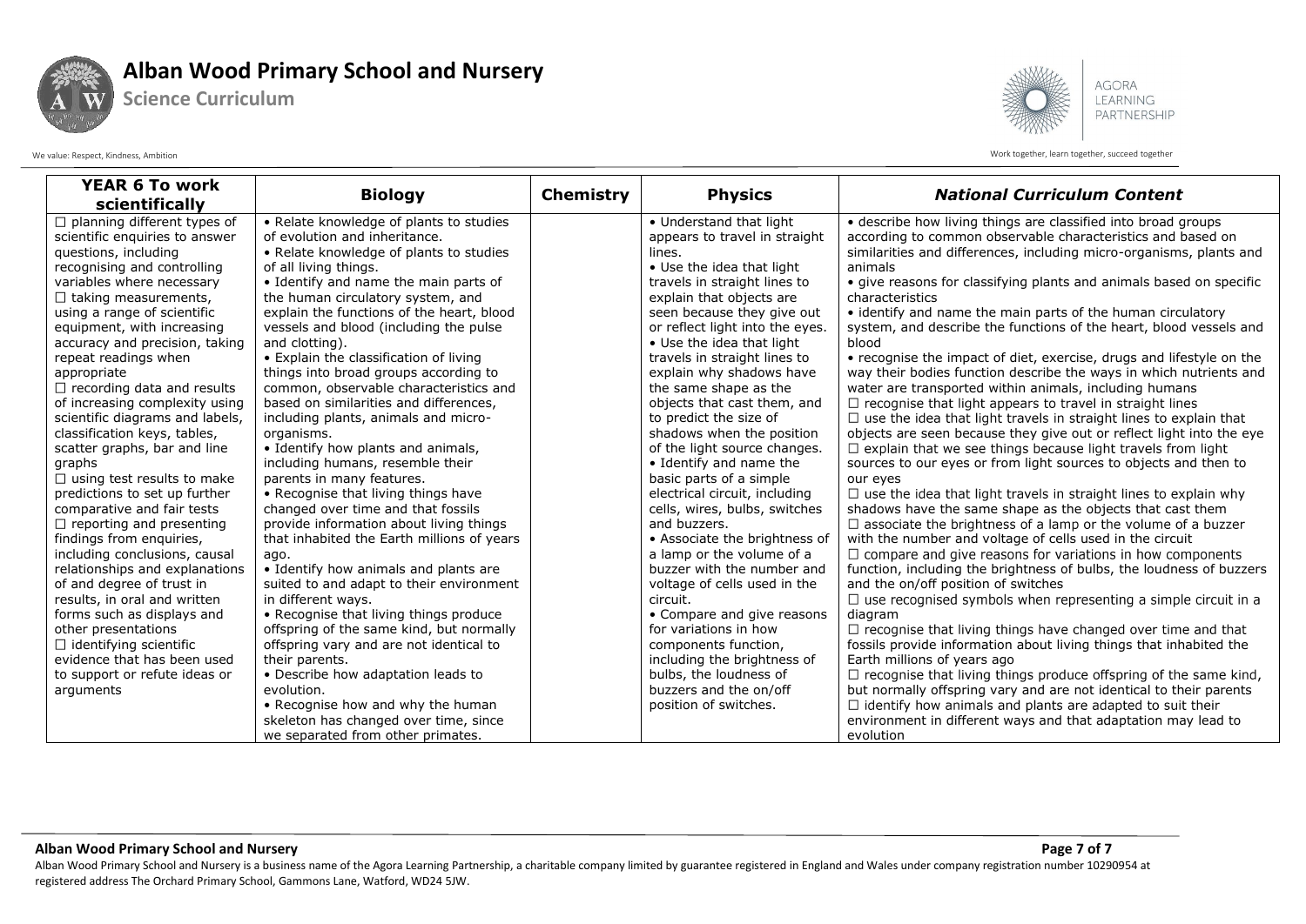| YEAR 6 To work scientifically | Biology | Chemistry | Physics | *National Curriculum Content* |
|---|---|---|---|---|
| ☐ planning different types of scientific enquiries to answer questions, including recognising and controlling variables where necessary<br>☐ taking measurements, using a range of scientific equipment, with increasing accuracy and precision, taking repeat readings when appropriate<br>☐ recording data and results of increasing complexity using scientific diagrams and labels, classification keys, tables, scatter graphs, bar and line graphs<br>☐ using test results to make predictions to set up further comparative and fair tests<br>☐ reporting and presenting findings from enquiries, including conclusions, causal relationships and explanations of and degree of trust in results, in oral and written forms such as displays and other presentations<br>☐ identifying scientific evidence that has been used to support or refute ideas or arguments | • Relate knowledge of plants to studies of evolution and inheritance.<br>• Relate knowledge of plants to studies of all living things.<br>• Identify and name the main parts of the human circulatory system, and explain the functions of the heart, blood vessels and blood (including the pulse and clotting).<br>• Explain the classification of living things into broad groups according to common, observable characteristics and based on similarities and differences, including plants, animals and micro-organisms.<br>• Identify how plants and animals, including humans, resemble their parents in many features.<br>• Recognise that living things have changed over time and that fossils provide information about living things that inhabited the Earth millions of years ago.<br>• Identify how animals and plants are suited to and adapt to their environment in different ways.<br>• Recognise that living things produce offspring of the same kind, but normally offspring vary and are not identical to their parents.<br>• Describe how adaptation leads to evolution.<br>• Recognise how and why the human skeleton has changed over time, since we separated from other primates. | | • Understand that light appears to travel in straight lines.<br>• Use the idea that light travels in straight lines to explain that objects are seen because they give out or reflect light into the eyes.<br>• Use the idea that light travels in straight lines to explain why shadows have the same shape as the objects that cast them, and to predict the size of shadows when the position of the light source changes.<br>• Identify and name the basic parts of a simple electrical circuit, including cells, wires, bulbs, switches and buzzers.<br>• Associate the brightness of a lamp or the volume of a buzzer with the number and voltage of cells used in the circuit.<br>• Compare and give reasons for variations in how components function, including the brightness of bulbs, the loudness of buzzers and the on/off position of switches. | • describe how living things are classified into broad groups according to common observable characteristics and based on similarities and differences, including micro-organisms, plants and animals<br>• give reasons for classifying plants and animals based on specific characteristics<br>• identify and name the main parts of the human circulatory system, and describe the functions of the heart, blood vessels and blood<br>• recognise the impact of diet, exercise, drugs and lifestyle on the way their bodies function describe the ways in which nutrients and water are transported within animals, including humans<br>☐ recognise that light appears to travel in straight lines<br>☐ use the idea that light travels in straight lines to explain that objects are seen because they give out or reflect light into the eye<br>☐ explain that we see things because light travels from light sources to our eyes or from light sources to objects and then to our eyes<br>☐ use the idea that light travels in straight lines to explain why shadows have the same shape as the objects that cast them<br>☐ associate the brightness of a lamp or the volume of a buzzer with the number and voltage of cells used in the circuit<br>☐ compare and give reasons for variations in how components function, including the brightness of bulbs, the loudness of buzzers and the on/off position of switches<br>☐ use recognised symbols when representing a simple circuit in a diagram<br>☐ recognise that living things have changed over time and that fossils provide information about living things that inhabited the Earth millions of years ago<br>☐ recognise that living things produce offspring of the same kind, but normally offspring vary and are not identical to their parents<br>☐ identify how animals and plants are adapted to suit their environment in different ways and that adaptation may lead to evolution |